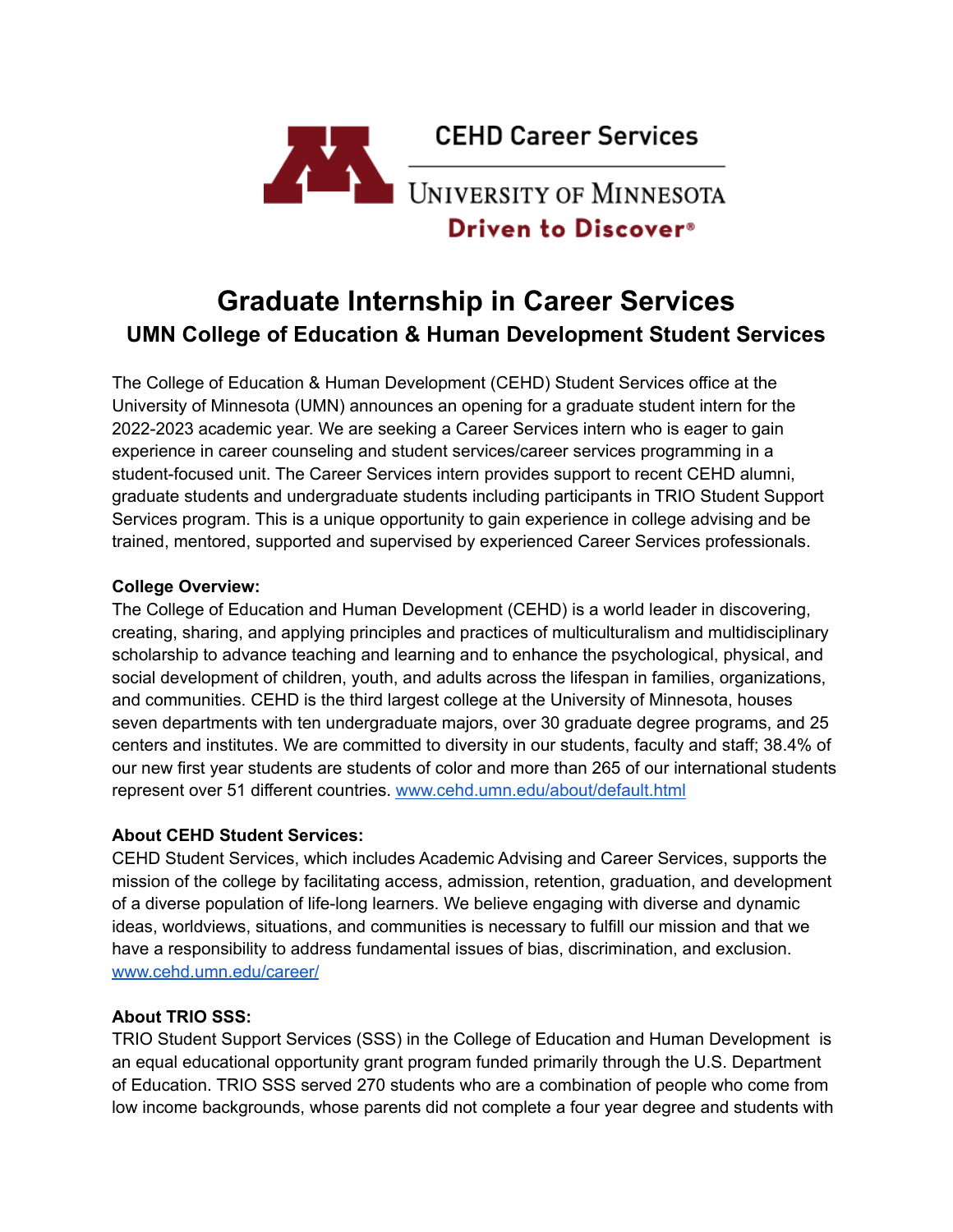CEHD Career Services

UNIVERSITY OF MINNESOTA

Driven to Discover®

# Graduate Internship in Career Services

## UMN College of Education & Human Development Student Services

The College of Education & Human Development (CEHD) Student Services office at the University of Minnesota (UMN) announces an opening for a graduate student intern for the 2022-2023 academic year. We are seeking a Career Services intern who is eager to gain experience in career counseling and student services/career services programming in a student-focused unit. The Career Services intern provides support to recent CEHD alumni, graduate students and undergraduate students including participants in TRIO Student Support Services program. This is a unique opportunity to gain experience in college advising and be trained, mentored, supported and supervised by experienced Career Services professionals.

**College Overview:**

The College of Education and Human Development (CEHD) is a world leader in discovering, creating, sharing, and applying principles and practices of multiculturalism and multidisciplinary scholarship to advance teaching and learning and to enhance the psychological, physical, and social development of children, youth, and adults across the lifespan in families, organizations, and communities. CEHD is the third largest college at the University of Minnesota, houses seven departments with ten undergraduate majors, over 30 graduate degree programs, and 25 centers and institutes. We are committed to diversity in our students, faculty and staff; 38.4% of our new first year students are students of color and more than 265 of our international students represent over 51 different countries. [www.cehd.umn.edu/about/default.html](www.cehd.umn.edu/about/default.html)

**About CEHD Student Services:**

CEHD Student Services, which includes Academic Advising and Career Services, supports the mission of the college by facilitating access, admission, retention, graduation, and development of a diverse population of life-long learners. We believe engaging with diverse and dynamic ideas, worldviews, situations, and communities is necessary to fulfill our mission and that we have a responsibility to address fundamental issues of bias, discrimination, and exclusion. [www.cehd.umn.edu/career/](www.cehd.umn.edu/career/)

**About TRIO SSS:**

TRIO Student Support Services (SSS) in the College of Education and Human Development is an equal educational opportunity grant program funded primarily through the U.S. Department of Education. TRIO SSS served 270 students who are a combination of people who come from low income backgrounds, whose parents did not complete a four year degree and students with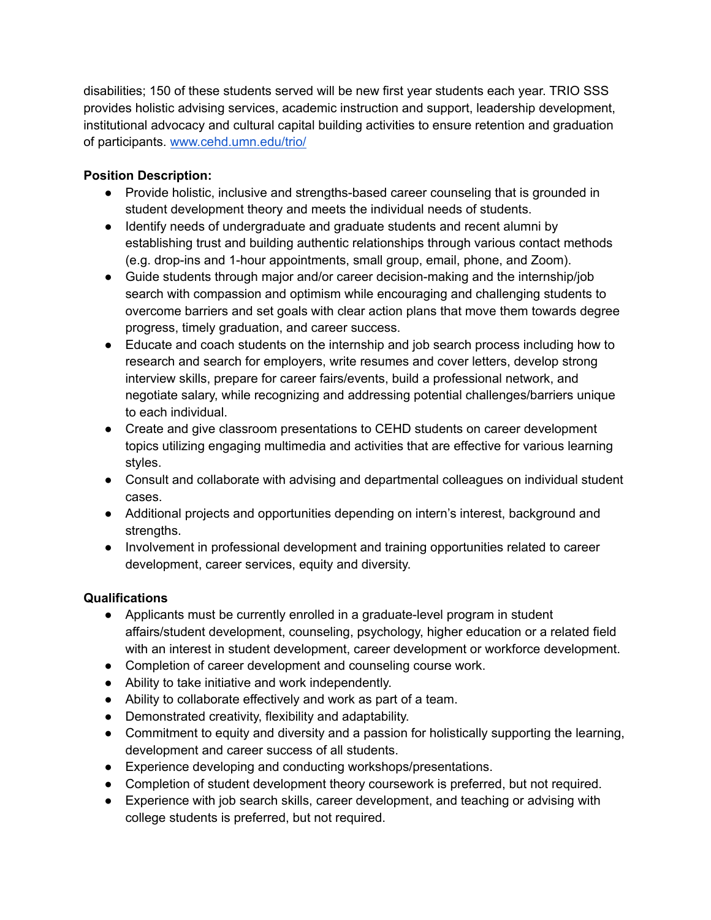disabilities; 150 of these students served will be new first year students each year. TRIO SSS provides holistic advising services, academic instruction and support, leadership development, institutional advocacy and cultural capital building activities to ensure retention and graduation of participants. [www.cehd.umn.edu/trio/](http://www.cehd.umn.edu/trio/)

**Position Description:**

- Provide holistic, inclusive and strengths-based career counseling that is grounded in student development theory and meets the individual needs of students.
- Identify needs of undergraduate and graduate students and recent alumni by establishing trust and building authentic relationships through various contact methods (e.g. drop-ins and 1-hour appointments, small group, email, phone, and Zoom).
- Guide students through major and/or career decision-making and the internship/job search with compassion and optimism while encouraging and challenging students to overcome barriers and set goals with clear action plans that move them towards degree progress, timely graduation, and career success.
- Educate and coach students on the internship and job search process including how to research and search for employers, write resumes and cover letters, develop strong interview skills, prepare for career fairs/events, build a professional network, and negotiate salary, while recognizing and addressing potential challenges/barriers unique to each individual.
- Create and give classroom presentations to CEHD students on career development topics utilizing engaging multimedia and activities that are effective for various learning styles.
- Consult and collaborate with advising and departmental colleagues on individual student cases.
- Additional projects and opportunities depending on intern's interest, background and strengths.
- Involvement in professional development and training opportunities related to career development, career services, equity and diversity.

**Qualifications**

- Applicants must be currently enrolled in a graduate-level program in student affairs/student development, counseling, psychology, higher education or a related field with an interest in student development, career development or workforce development.
- Completion of career development and counseling course work.
- Ability to take initiative and work independently.
- Ability to collaborate effectively and work as part of a team.
- Demonstrated creativity, flexibility and adaptability.
- Commitment to equity and diversity and a passion for holistically supporting the learning, development and career success of all students.
- Experience developing and conducting workshops/presentations.
- Completion of student development theory coursework is preferred, but not required.
- Experience with job search skills, career development, and teaching or advising with college students is preferred, but not required.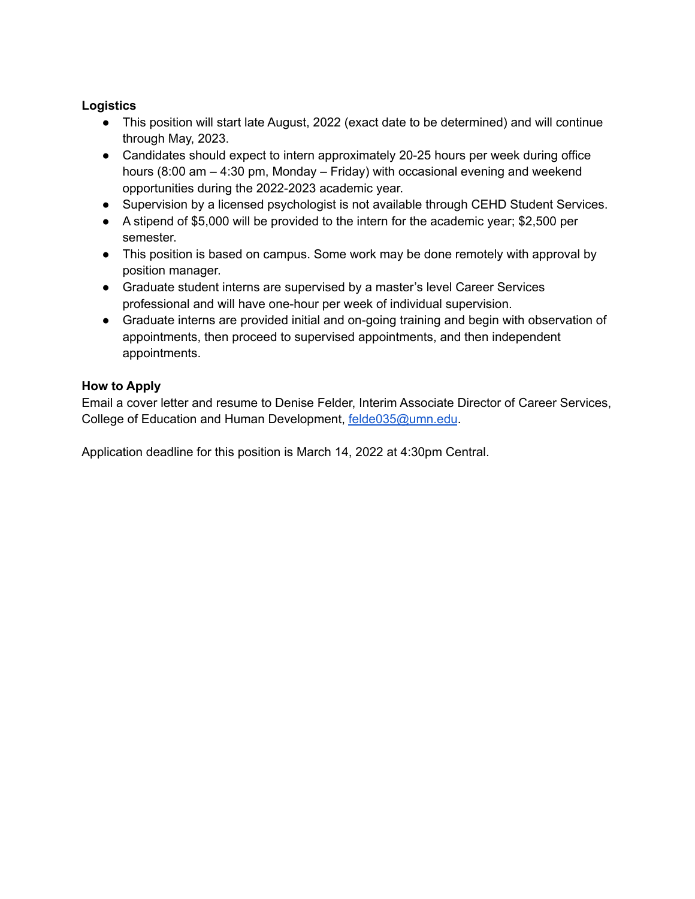**Logistics**

- This position will start late August, 2022 (exact date to be determined) and will continue through May, 2023.
- Candidates should expect to intern approximately 20-25 hours per week during office hours (8:00 am – 4:30 pm, Monday – Friday) with occasional evening and weekend opportunities during the 2022-2023 academic year.
- Supervision by a licensed psychologist is not available through CEHD Student Services.
- A stipend of $5,000 will be provided to the intern for the academic year; $2,500 per semester.
- This position is based on campus. Some work may be done remotely with approval by position manager.
- Graduate student interns are supervised by a master's level Career Services professional and will have one-hour per week of individual supervision.
- Graduate interns are provided initial and on-going training and begin with observation of appointments, then proceed to supervised appointments, and then independent appointments.

**How to Apply**

Email a cover letter and resume to Denise Felder, Interim Associate Director of Career Services, College of Education and Human Development, felde035@umn.edu.

Application deadline for this position is March 14, 2022 at 4:30pm Central.